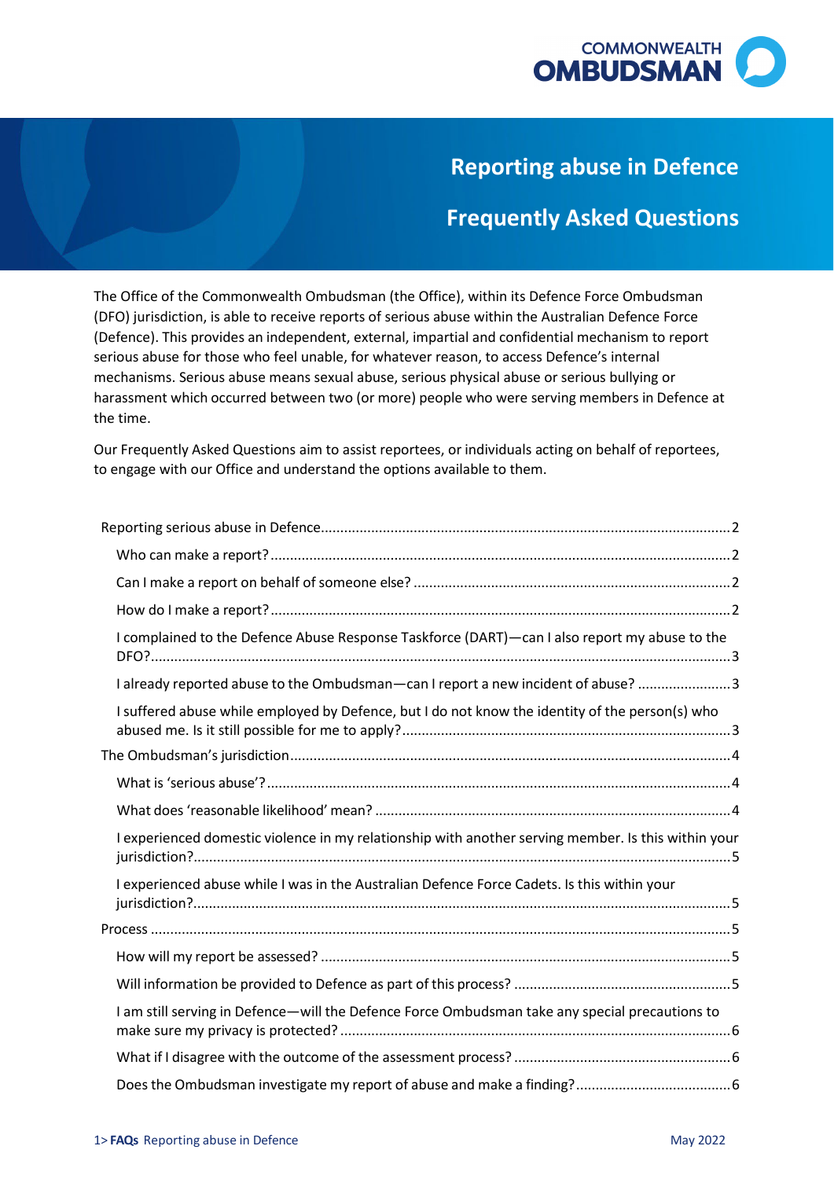COMMONWEALTH OMBUDSMAN

# Reporting abuse in Defence

# Frequently Asked Questions

The Office of the Commonwealth Ombudsman (the Office), within its Defence Force Ombudsman (DFO) jurisdiction, is able to receive reports of serious abuse within the Australian Defence Force (Defence). This provides an independent, external, impartial and confidential mechanism to report serious abuse for those who feel unable, for whatever reason, to access Defence's internal mechanisms. Serious abuse means sexual abuse, serious physical abuse or serious bullying or harassment which occurred between two (or more) people who were serving members in Defence at the time.

Our Frequently Asked Questions aim to assist reportees, or individuals acting on behalf of reportees, to engage with our Office and understand the options available to them.

- Reporting serious abuse in Defence ... 2
  - Who can make a report? ... 2
  - Can I make a report on behalf of someone else? ... 2
  - How do I make a report? ... 2
  - I complained to the Defence Abuse Response Taskforce (DART)—can I also report my abuse to the DFO? ... 3
  - I already reported abuse to the Ombudsman—can I report a new incident of abuse? ... 3
  - I suffered abuse while employed by Defence, but I do not know the identity of the person(s) who abused me. Is it still possible for me to apply? ... 3
- The Ombudsman's jurisdiction ... 4
  - What is 'serious abuse'? ... 4
  - What does 'reasonable likelihood' mean? ... 4
  - I experienced domestic violence in my relationship with another serving member. Is this within your jurisdiction? ... 5
  - I experienced abuse while I was in the Australian Defence Force Cadets. Is this within your jurisdiction? ... 5
- Process ... 5
  - How will my report be assessed? ... 5
  - Will information be provided to Defence as part of this process? ... 5
  - I am still serving in Defence—will the Defence Force Ombudsman take any special precautions to make sure my privacy is protected? ... 6
  - What if I disagree with the outcome of the assessment process? ... 6
  - Does the Ombudsman investigate my report of abuse and make a finding? ... 6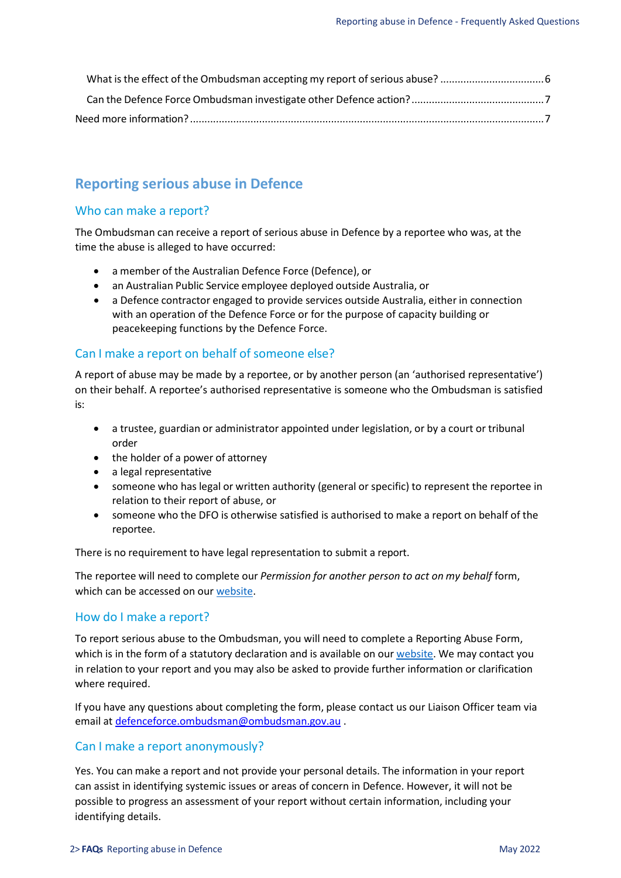What is the effect of the Ombudsman accepting my report of serious abuse? ....................................6

Can the Defence Force Ombudsman investigate other Defence action? ..............................................7

Need more information? ..........................................................................................................................7

## Reporting serious abuse in Defence

### Who can make a report?

The Ombudsman can receive a report of serious abuse in Defence by a reportee who was, at the time the abuse is alleged to have occurred:

- a member of the Australian Defence Force (Defence), or
- an Australian Public Service employee deployed outside Australia, or
- a Defence contractor engaged to provide services outside Australia, either in connection with an operation of the Defence Force or for the purpose of capacity building or peacekeeping functions by the Defence Force.

### Can I make a report on behalf of someone else?

A report of abuse may be made by a reportee, or by another person (an 'authorised representative') on their behalf. A reportee's authorised representative is someone who the Ombudsman is satisfied is:

- a trustee, guardian or administrator appointed under legislation, or by a court or tribunal order
- the holder of a power of attorney
- a legal representative
- someone who has legal or written authority (general or specific) to represent the reportee in relation to their report of abuse, or
- someone who the DFO is otherwise satisfied is authorised to make a report on behalf of the reportee.

There is no requirement to have legal representation to submit a report.

The reportee will need to complete our *Permission for another person to act on my behalf* form, which can be accessed on our [website](website).

### How do I make a report?

To report serious abuse to the Ombudsman, you will need to complete a Reporting Abuse Form, which is in the form of a statutory declaration and is available on our [website](website). We may contact you in relation to your report and you may also be asked to provide further information or clarification where required.

If you have any questions about completing the form, please contact us our Liaison Officer team via email at defenceforce.ombudsman@ombudsman.gov.au .

### Can I make a report anonymously?

Yes. You can make a report and not provide your personal details. The information in your report can assist in identifying systemic issues or areas of concern in Defence. However, it will not be possible to progress an assessment of your report without certain information, including your identifying details.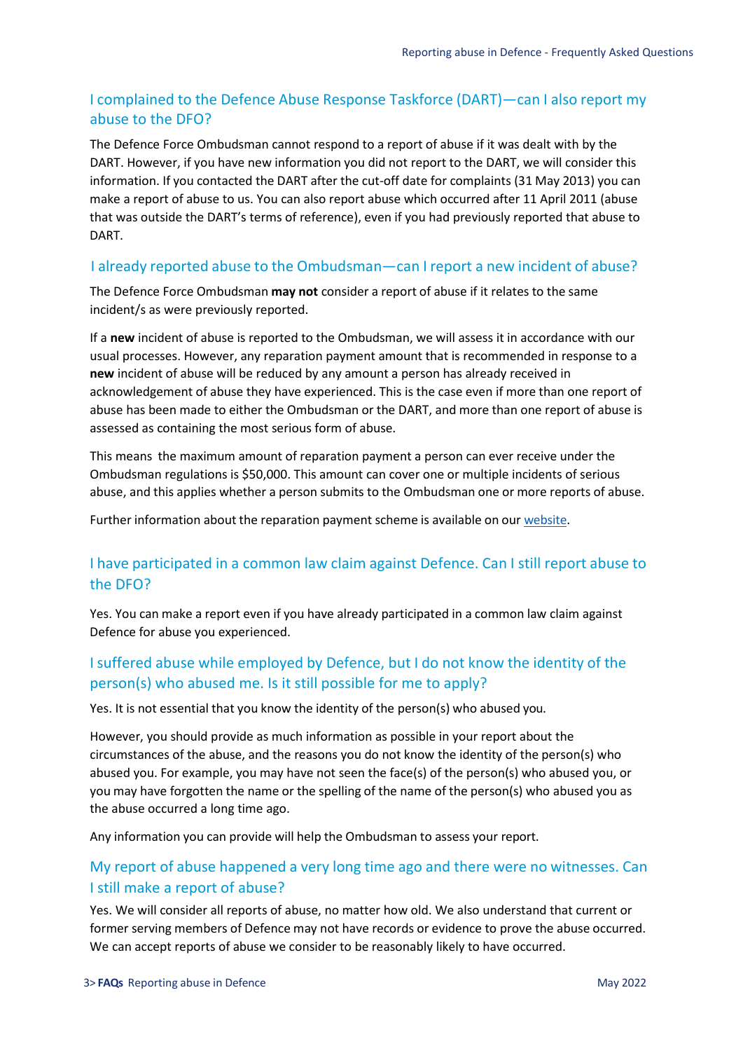## I complained to the Defence Abuse Response Taskforce (DART)—can I also report my abuse to the DFO?

The Defence Force Ombudsman cannot respond to a report of abuse if it was dealt with by the DART. However, if you have new information you did not report to the DART, we will consider this information. If you contacted the DART after the cut-off date for complaints (31 May 2013) you can make a report of abuse to us. You can also report abuse which occurred after 11 April 2011 (abuse that was outside the DART's terms of reference), even if you had previously reported that abuse to DART.

## I already reported abuse to the Ombudsman—can I report a new incident of abuse?

The Defence Force Ombudsman **may not** consider a report of abuse if it relates to the same incident/s as were previously reported.

If a **new** incident of abuse is reported to the Ombudsman, we will assess it in accordance with our usual processes. However, any reparation payment amount that is recommended in response to a **new** incident of abuse will be reduced by any amount a person has already received in acknowledgement of abuse they have experienced. This is the case even if more than one report of abuse has been made to either the Ombudsman or the DART, and more than one report of abuse is assessed as containing the most serious form of abuse.

This means the maximum amount of reparation payment a person can ever receive under the Ombudsman regulations is $50,000. This amount can cover one or multiple incidents of serious abuse, and this applies whether a person submits to the Ombudsman one or more reports of abuse.

Further information about the reparation payment scheme is available on our website.

## I have participated in a common law claim against Defence. Can I still report abuse to the DFO?

Yes. You can make a report even if you have already participated in a common law claim against Defence for abuse you experienced.

## I suffered abuse while employed by Defence, but I do not know the identity of the person(s) who abused me. Is it still possible for me to apply?

Yes. It is not essential that you know the identity of the person(s) who abused you.

However, you should provide as much information as possible in your report about the circumstances of the abuse, and the reasons you do not know the identity of the person(s) who abused you. For example, you may have not seen the face(s) of the person(s) who abused you, or you may have forgotten the name or the spelling of the name of the person(s) who abused you as the abuse occurred a long time ago.

Any information you can provide will help the Ombudsman to assess your report.

## My report of abuse happened a very long time ago and there were no witnesses. Can I still make a report of abuse?

Yes. We will consider all reports of abuse, no matter how old. We also understand that current or former serving members of Defence may not have records or evidence to prove the abuse occurred. We can accept reports of abuse we consider to be reasonably likely to have occurred.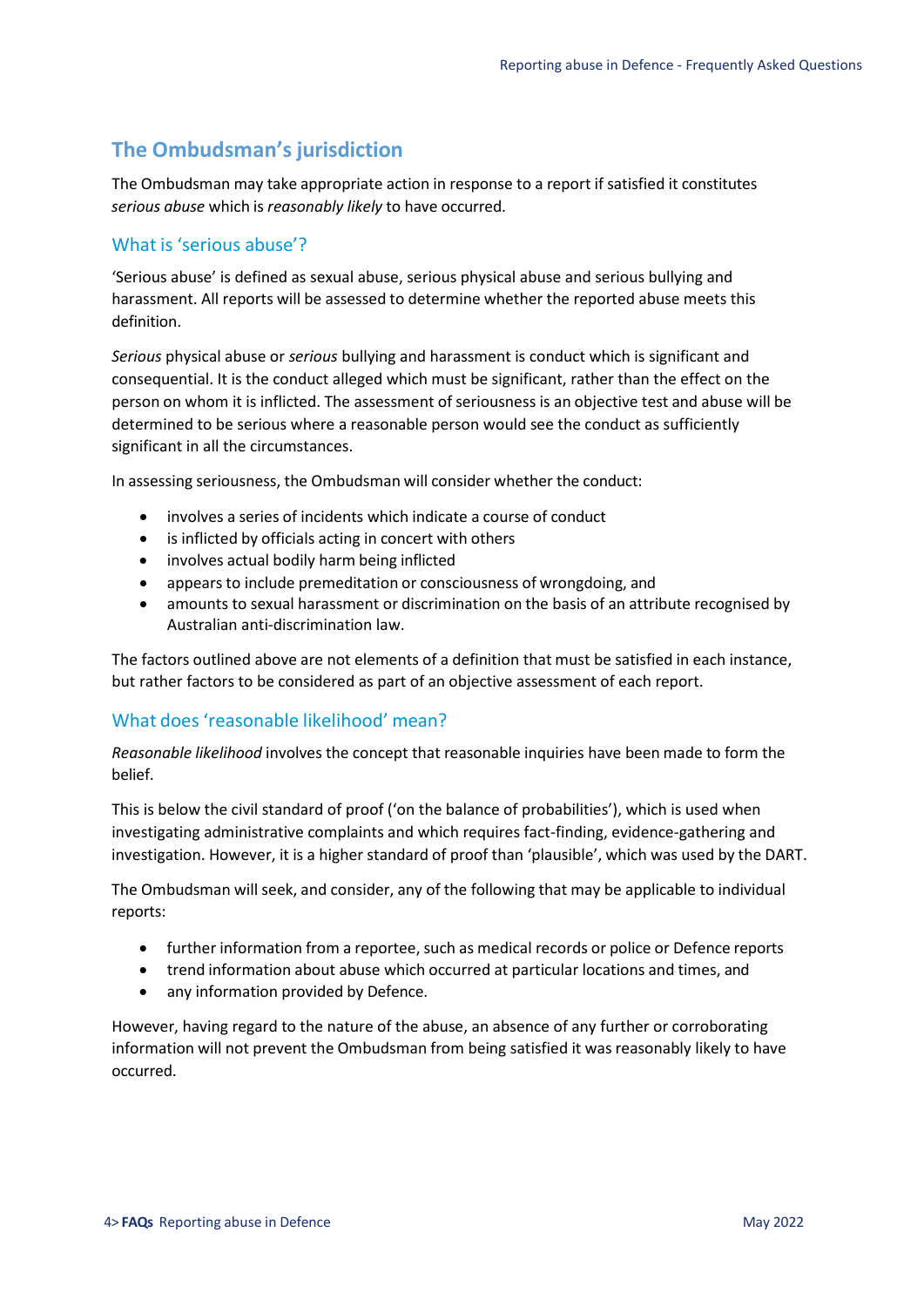## The Ombudsman's jurisdiction

The Ombudsman may take appropriate action in response to a report if satisfied it constitutes *serious abuse* which is *reasonably likely* to have occurred.

### What is 'serious abuse'?

'Serious abuse' is defined as sexual abuse, serious physical abuse and serious bullying and harassment. All reports will be assessed to determine whether the reported abuse meets this definition.

*Serious* physical abuse or *serious* bullying and harassment is conduct which is significant and consequential. It is the conduct alleged which must be significant, rather than the effect on the person on whom it is inflicted. The assessment of seriousness is an objective test and abuse will be determined to be serious where a reasonable person would see the conduct as sufficiently significant in all the circumstances.

In assessing seriousness, the Ombudsman will consider whether the conduct:

- involves a series of incidents which indicate a course of conduct
- is inflicted by officials acting in concert with others
- involves actual bodily harm being inflicted
- appears to include premeditation or consciousness of wrongdoing, and
- amounts to sexual harassment or discrimination on the basis of an attribute recognised by Australian anti-discrimination law.

The factors outlined above are not elements of a definition that must be satisfied in each instance, but rather factors to be considered as part of an objective assessment of each report.

### What does 'reasonable likelihood' mean?

*Reasonable likelihood* involves the concept that reasonable inquiries have been made to form the belief.

This is below the civil standard of proof ('on the balance of probabilities'), which is used when investigating administrative complaints and which requires fact-finding, evidence-gathering and investigation. However, it is a higher standard of proof than 'plausible', which was used by the DART.

The Ombudsman will seek, and consider, any of the following that may be applicable to individual reports:

- further information from a reportee, such as medical records or police or Defence reports
- trend information about abuse which occurred at particular locations and times, and
- any information provided by Defence.

However, having regard to the nature of the abuse, an absence of any further or corroborating information will not prevent the Ombudsman from being satisfied it was reasonably likely to have occurred.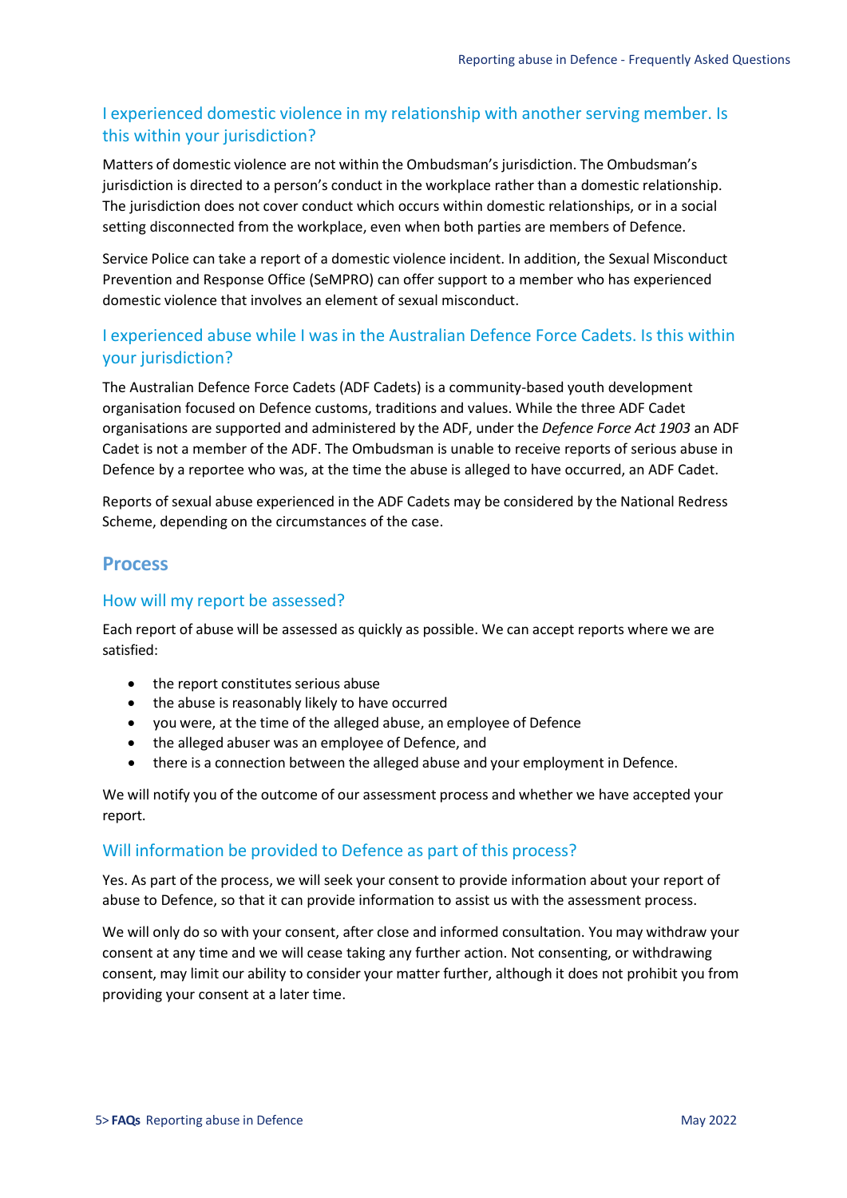### I experienced domestic violence in my relationship with another serving member. Is this within your jurisdiction?

Matters of domestic violence are not within the Ombudsman's jurisdiction. The Ombudsman's jurisdiction is directed to a person's conduct in the workplace rather than a domestic relationship. The jurisdiction does not cover conduct which occurs within domestic relationships, or in a social setting disconnected from the workplace, even when both parties are members of Defence.

Service Police can take a report of a domestic violence incident. In addition, the Sexual Misconduct Prevention and Response Office (SeMPRO) can offer support to a member who has experienced domestic violence that involves an element of sexual misconduct.

### I experienced abuse while I was in the Australian Defence Force Cadets. Is this within your jurisdiction?

The Australian Defence Force Cadets (ADF Cadets) is a community-based youth development organisation focused on Defence customs, traditions and values. While the three ADF Cadet organisations are supported and administered by the ADF, under the *Defence Force Act 1903* an ADF Cadet is not a member of the ADF. The Ombudsman is unable to receive reports of serious abuse in Defence by a reportee who was, at the time the abuse is alleged to have occurred, an ADF Cadet.

Reports of sexual abuse experienced in the ADF Cadets may be considered by the National Redress Scheme, depending on the circumstances of the case.

## Process

### How will my report be assessed?

Each report of abuse will be assessed as quickly as possible. We can accept reports where we are satisfied:

- the report constitutes serious abuse
- the abuse is reasonably likely to have occurred
- you were, at the time of the alleged abuse, an employee of Defence
- the alleged abuser was an employee of Defence, and
- there is a connection between the alleged abuse and your employment in Defence.

We will notify you of the outcome of our assessment process and whether we have accepted your report.

### Will information be provided to Defence as part of this process?

Yes. As part of the process, we will seek your consent to provide information about your report of abuse to Defence, so that it can provide information to assist us with the assessment process.

We will only do so with your consent, after close and informed consultation. You may withdraw your consent at any time and we will cease taking any further action. Not consenting, or withdrawing consent, may limit our ability to consider your matter further, although it does not prohibit you from providing your consent at a later time.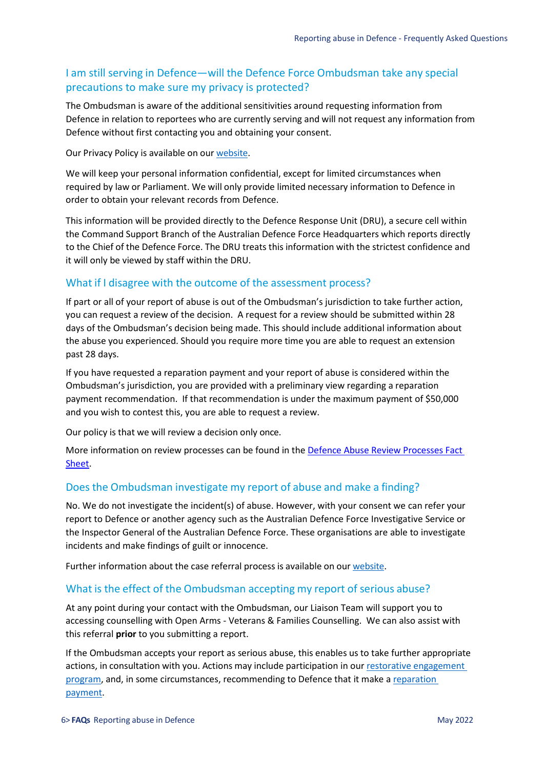## I am still serving in Defence—will the Defence Force Ombudsman take any special precautions to make sure my privacy is protected?

The Ombudsman is aware of the additional sensitivities around requesting information from Defence in relation to reportees who are currently serving and will not request any information from Defence without first contacting you and obtaining your consent.

Our Privacy Policy is available on our website.

We will keep your personal information confidential, except for limited circumstances when required by law or Parliament. We will only provide limited necessary information to Defence in order to obtain your relevant records from Defence.

This information will be provided directly to the Defence Response Unit (DRU), a secure cell within the Command Support Branch of the Australian Defence Force Headquarters which reports directly to the Chief of the Defence Force. The DRU treats this information with the strictest confidence and it will only be viewed by staff within the DRU.

## What if I disagree with the outcome of the assessment process?

If part or all of your report of abuse is out of the Ombudsman's jurisdiction to take further action, you can request a review of the decision. A request for a review should be submitted within 28 days of the Ombudsman's decision being made. This should include additional information about the abuse you experienced. Should you require more time you are able to request an extension past 28 days.

If you have requested a reparation payment and your report of abuse is considered within the Ombudsman's jurisdiction, you are provided with a preliminary view regarding a reparation payment recommendation. If that recommendation is under the maximum payment of $50,000 and you wish to contest this, you are able to request a review.

Our policy is that we will review a decision only once.

More information on review processes can be found in the Defence Abuse Review Processes Fact Sheet.

## Does the Ombudsman investigate my report of abuse and make a finding?

No. We do not investigate the incident(s) of abuse. However, with your consent we can refer your report to Defence or another agency such as the Australian Defence Force Investigative Service or the Inspector General of the Australian Defence Force. These organisations are able to investigate incidents and make findings of guilt or innocence.

Further information about the case referral process is available on our website.

## What is the effect of the Ombudsman accepting my report of serious abuse?

At any point during your contact with the Ombudsman, our Liaison Team will support you to accessing counselling with Open Arms - Veterans & Families Counselling. We can also assist with this referral **prior** to you submitting a report.

If the Ombudsman accepts your report as serious abuse, this enables us to take further appropriate actions, in consultation with you. Actions may include participation in our restorative engagement program, and, in some circumstances, recommending to Defence that it make a reparation payment.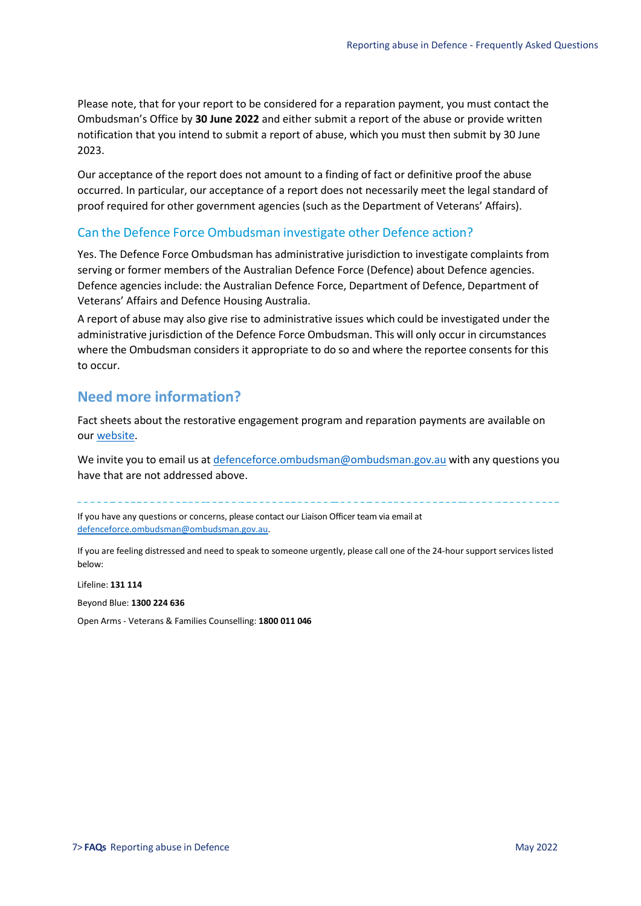Please note, that for your report to be considered for a reparation payment, you must contact the Ombudsman's Office by **30 June 2022** and either submit a report of the abuse or provide written notification that you intend to submit a report of abuse, which you must then submit by 30 June 2023.

Our acceptance of the report does not amount to a finding of fact or definitive proof the abuse occurred. In particular, our acceptance of a report does not necessarily meet the legal standard of proof required for other government agencies (such as the Department of Veterans' Affairs).

### Can the Defence Force Ombudsman investigate other Defence action?

Yes. The Defence Force Ombudsman has administrative jurisdiction to investigate complaints from serving or former members of the Australian Defence Force (Defence) about Defence agencies. Defence agencies include: the Australian Defence Force, Department of Defence, Department of Veterans' Affairs and Defence Housing Australia.

A report of abuse may also give rise to administrative issues which could be investigated under the administrative jurisdiction of the Defence Force Ombudsman. This will only occur in circumstances where the Ombudsman considers it appropriate to do so and where the reportee consents for this to occur.

## Need more information?

Fact sheets about the restorative engagement program and reparation payments are available on our website.

We invite you to email us at defenceforce.ombudsman@ombudsman.gov.au with any questions you have that are not addressed above.

---

If you have any questions or concerns, please contact our Liaison Officer team via email at defenceforce.ombudsman@ombudsman.gov.au.

If you are feeling distressed and need to speak to someone urgently, please call one of the 24-hour support services listed below:

Lifeline: **131 114**

Beyond Blue: **1300 224 636**

Open Arms - Veterans & Families Counselling: **1800 011 046**